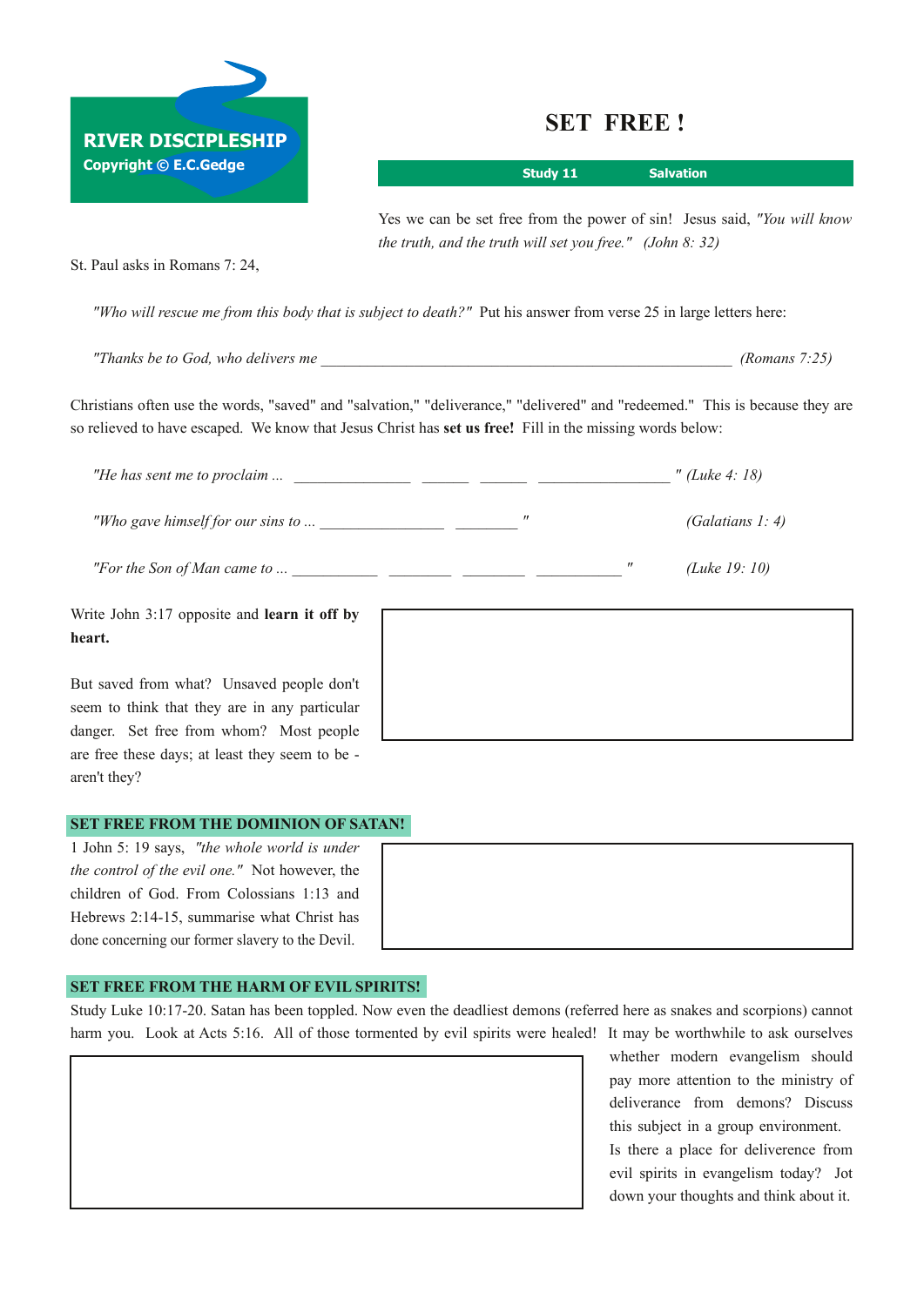RIVER DISCIPLESHIP
Copyright © E.C.Gedge

# SET FREE !

**Study 11** **Salvation**

Yes we can be set free from the power of sin! Jesus said, *"You will know the truth, and the truth will set you free."* (John 8: 32)

St. Paul asks in Romans 7: 24,

*"Who will rescue me from this body that is subject to death?"* Put his answer from verse 25 in large letters here:

*"Thanks be to God, who delivers me* ______________________________________________ *(Romans 7:25)*

Christians often use the words, "saved" and "salvation," "deliverance," "delivered" and "redeemed." This is because they are so relieved to have escaped. We know that Jesus Christ has **set us free!** Fill in the missing words below:

*"He has sent me to proclaim ...* _____________ ______ ______ ______________ *" (Luke 4: 18)*

*"Who gave himself for our sins to ...* _____________ ________ *"* *(Galatians 1: 4)*

*"For the Son of Man came to ...* __________ ________ ________ __________ *"* *(Luke 19: 10)*

Write John 3:17 opposite and **learn it off by heart.**

But saved from what? Unsaved people don't seem to think that they are in any particular danger. Set free from whom? Most people are free these days; at least they seem to be - aren't they?

## SET FREE FROM THE DOMINION OF SATAN!

1 John 5: 19 says, *"the whole world is under the control of the evil one."* Not however, the children of God. From Colossians 1:13 and Hebrews 2:14-15, summarise what Christ has done concerning our former slavery to the Devil.

## SET FREE FROM THE HARM OF EVIL SPIRITS!

Study Luke 10:17-20. Satan has been toppled. Now even the deadliest demons (referred here as snakes and scorpions) cannot harm you. Look at Acts 5:16. All of those tormented by evil spirits were healed! It may be worthwhile to ask ourselves whether modern evangelism should pay more attention to the ministry of deliverance from demons? Discuss this subject in a group environment. Is there a place for deliverence from evil spirits in evangelism today? Jot down your thoughts and think about it.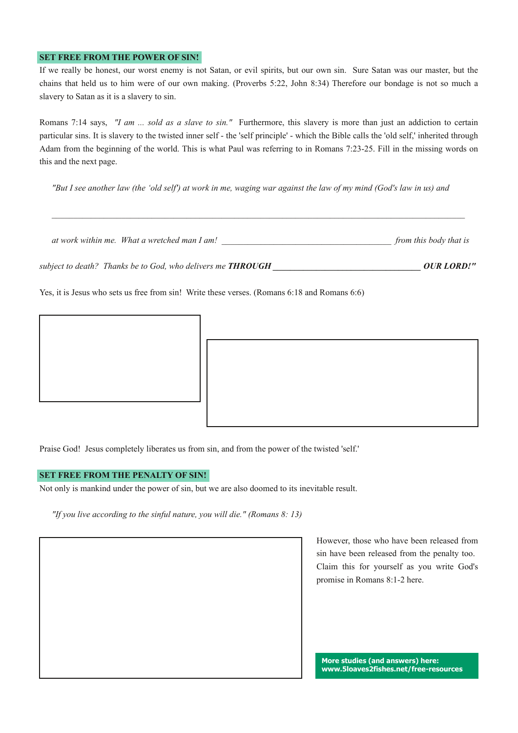**SET FREE FROM THE POWER OF SIN!**

If we really be honest, our worst enemy is not Satan, or evil spirits, but our own sin. Sure Satan was our master, but the chains that held us to him were of our own making. (Proverbs 5:22, John 8:34) Therefore our bondage is not so much a slavery to Satan as it is a slavery to sin.

Romans 7:14 says, *"I am ... sold as a slave to sin."* Furthermore, this slavery is more than just an addiction to certain particular sins. It is slavery to the twisted inner self - the 'self principle' - which the Bible calls the 'old self,' inherited through Adam from the beginning of the world. This is what Paul was referring to in Romans 7:23-25. Fill in the missing words on this and the next page.

*"But I see another law (the 'old self') at work in me, waging war against the law of my mind (God's law in us) and*

_______________________________________________________________________________

*at work within me. What a wretched man I am!* ________________________________ *from this body that is subject to death? Thanks be to God, who delivers me* ***THROUGH*** ______________________________ ***OUR LORD!"***

Yes, it is Jesus who sets us free from sin! Write these verses. (Romans 6:18 and Romans 6:6)

Praise God! Jesus completely liberates us from sin, and from the power of the twisted 'self.'

**SET FREE FROM THE PENALTY OF SIN!**

Not only is mankind under the power of sin, but we are also doomed to its inevitable result.

*"If you live according to the sinful nature, you will die." (Romans 8: 13)*

However, those who have been released from sin have been released from the penalty too. Claim this for yourself as you write God's promise in Romans 8:1-2 here.

**More studies (and answers) here: www.5loaves2fishes.net/free-resources**